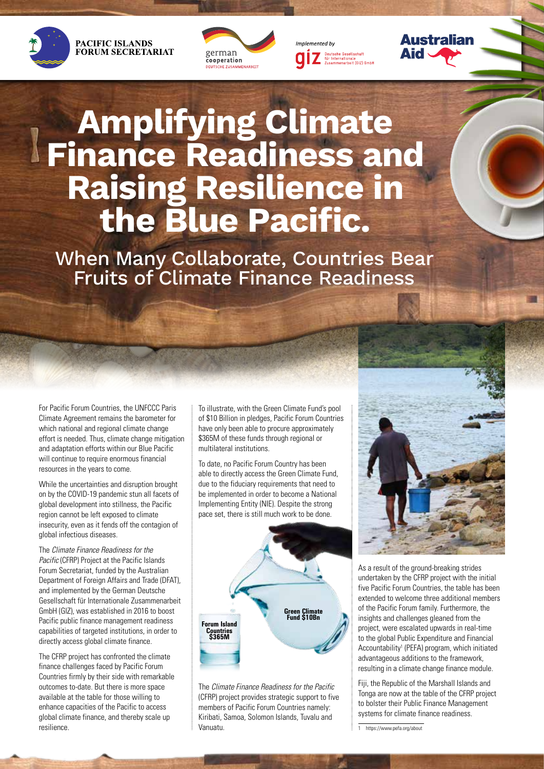# Amplifying Climate Finance Readiness and Raising Resilience in the Blue Pacific.

## When Many Collaborate, Countries Bear Fruits of Climate Finance Readiness

For Pacific Forum Countries, the UNFCCC Paris Climate Agreement remains the barometer for which national and regional climate change effort is needed. Thus, climate change mitigation and adaptation efforts within our Blue Pacific will continue to require enormous financial resources in the years to come.

While the uncertainties and disruption brought on by the COVID-19 pandemic stun all facets of global development into stillness, the Pacific region cannot be left exposed to climate insecurity, even as it fends off the contagion of global infectious diseases.

The *Climate Finance Readiness for the Pacific* (CFRP) Project at the Pacific Islands Forum Secretariat, funded by the Australian Department of Foreign Affairs and Trade (DFAT), and implemented by the German Deutsche Gesellschaft für Internationale Zusammenarbeit GmbH (GIZ), was established in 2016 to boost Pacific public finance management readiness capabilities of targeted institutions, in order to directly access global climate finance.

The CFRP project has confronted the climate finance challenges faced by Pacific Forum Countries firmly by their side with remarkable outcomes to-date. But there is more space available at the table for those willing to enhance capacities of the Pacific to access global climate finance, and thereby scale up resilience.

To illustrate, with the Green Climate Fund's pool of $10 Billion in pledges, Pacific Forum Countries have only been able to procure approximately $365M of these funds through regional or multilateral institutions.

To date, no Pacific Forum Country has been able to directly access the Green Climate Fund, due to the fiduciary requirements that need to be implemented in order to become a National Implementing Entity (NIE). Despite the strong pace set, there is still much work to be done.

Green Climate Fund $10Bn

Forum Island Countries $365M

The *Climate Finance Readiness for the Pacific* (CFRP) project provides strategic support to five members of Pacific Forum Countries namely: Kiribati, Samoa, Solomon Islands, Tuvalu and Vanuatu.

As a result of the ground-breaking strides undertaken by the CFRP project with the initial five Pacific Forum Countries, the table has been extended to welcome three additional members of the Pacific Forum family. Furthermore, the insights and challenges gleaned from the project, were escalated upwards in real-time to the global Public Expenditure and Financial Accountability[1] (PEFA) program, which initiated advantageous additions to the framework, resulting in a climate change finance module.

Fiji, the Republic of the Marshall Islands and Tonga are now at the table of the CFRP project to bolster their Public Finance Management systems for climate finance readiness.

1 https://www.pefa.org/about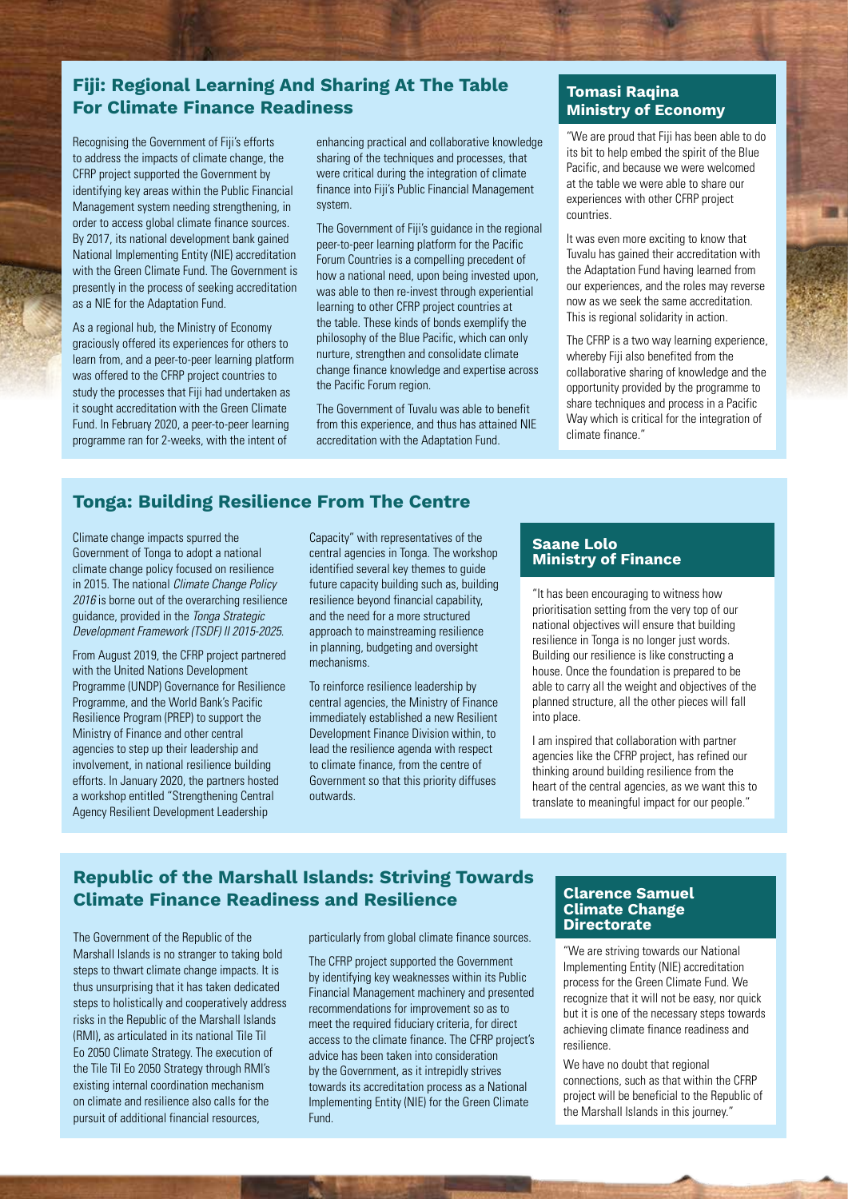## Fiji: Regional Learning And Sharing At The Table For Climate Finance Readiness

Recognising the Government of Fiji's efforts to address the impacts of climate change, the CFRP project supported the Government by identifying key areas within the Public Financial Management system needing strengthening, in order to access global climate finance sources. By 2017, its national development bank gained National Implementing Entity (NIE) accreditation with the Green Climate Fund. The Government is presently in the process of seeking accreditation as a NIE for the Adaptation Fund.

As a regional hub, the Ministry of Economy graciously offered its experiences for others to learn from, and a peer-to-peer learning platform was offered to the CFRP project countries to study the processes that Fiji had undertaken as it sought accreditation with the Green Climate Fund. In February 2020, a peer-to-peer learning programme ran for 2-weeks, with the intent of enhancing practical and collaborative knowledge sharing of the techniques and processes, that were critical during the integration of climate finance into Fiji's Public Financial Management system.

The Government of Fiji's guidance in the regional peer-to-peer learning platform for the Pacific Forum Countries is a compelling precedent of how a national need, upon being invested upon, was able to then re-invest through experiential learning to other CFRP project countries at the table. These kinds of bonds exemplify the philosophy of the Blue Pacific, which can only nurture, strengthen and consolidate climate change finance knowledge and expertise across the Pacific Forum region.

The Government of Tuvalu was able to benefit from this experience, and thus has attained NIE accreditation with the Adaptation Fund.

### Tomasi Raqina
### Ministry of Economy

"We are proud that Fiji has been able to do its bit to help embed the spirit of the Blue Pacific, and because we were welcomed at the table we were able to share our experiences with other CFRP project countries.

It was even more exciting to know that Tuvalu has gained their accreditation with the Adaptation Fund having learned from our experiences, and the roles may reverse now as we seek the same accreditation. This is regional solidarity in action.

The CFRP is a two way learning experience, whereby Fiji also benefited from the collaborative sharing of knowledge and the opportunity provided by the programme to share techniques and process in a Pacific Way which is critical for the integration of climate finance."

## Tonga: Building Resilience From The Centre

Climate change impacts spurred the Government of Tonga to adopt a national climate change policy focused on resilience in 2015. The national *Climate Change Policy 2016* is borne out of the overarching resilience guidance, provided in the *Tonga Strategic Development Framework (TSDF) II 2015-2025*.

From August 2019, the CFRP project partnered with the United Nations Development Programme (UNDP) Governance for Resilience Programme, and the World Bank's Pacific Resilience Program (PREP) to support the Ministry of Finance and other central agencies to step up their leadership and involvement, in national resilience building efforts. In January 2020, the partners hosted a workshop entitled "Strengthening Central Agency Resilient Development Leadership Capacity" with representatives of the central agencies in Tonga. The workshop identified several key themes to guide future capacity building such as, building resilience beyond financial capability, and the need for a more structured approach to mainstreaming resilience in planning, budgeting and oversight mechanisms.

To reinforce resilience leadership by central agencies, the Ministry of Finance immediately established a new Resilient Development Finance Division within, to lead the resilience agenda with respect to climate finance, from the centre of Government so that this priority diffuses outwards.

### Saane Lolo
### Ministry of Finance

"It has been encouraging to witness how prioritisation setting from the very top of our national objectives will ensure that building resilience in Tonga is no longer just words. Building our resilience is like constructing a house. Once the foundation is prepared to be able to carry all the weight and objectives of the planned structure, all the other pieces will fall into place.

I am inspired that collaboration with partner agencies like the CFRP project, has refined our thinking around building resilience from the heart of the central agencies, as we want this to translate to meaningful impact for our people."

## Republic of the Marshall Islands: Striving Towards Climate Finance Readiness and Resilience

The Government of the Republic of the Marshall Islands is no stranger to taking bold steps to thwart climate change impacts. It is thus unsurprising that it has taken dedicated steps to holistically and cooperatively address risks in the Republic of the Marshall Islands (RMI), as articulated in its national Tile Til Eo 2050 Climate Strategy. The execution of the Tile Til Eo 2050 Strategy through RMI's existing internal coordination mechanism on climate and resilience also calls for the pursuit of additional financial resources, particularly from global climate finance sources.

The CFRP project supported the Government by identifying key weaknesses within its Public Financial Management machinery and presented recommendations for improvement so as to meet the required fiduciary criteria, for direct access to the climate finance. The CFRP project's advice has been taken into consideration by the Government, as it intrepidly strives towards its accreditation process as a National Implementing Entity (NIE) for the Green Climate Fund.

### Clarence Samuel
### Climate Change Directorate

"We are striving towards our National Implementing Entity (NIE) accreditation process for the Green Climate Fund. We recognize that it will not be easy, nor quick but it is one of the necessary steps towards achieving climate finance readiness and resilience.

We have no doubt that regional connections, such as that within the CFRP project will be beneficial to the Republic of the Marshall Islands in this journey."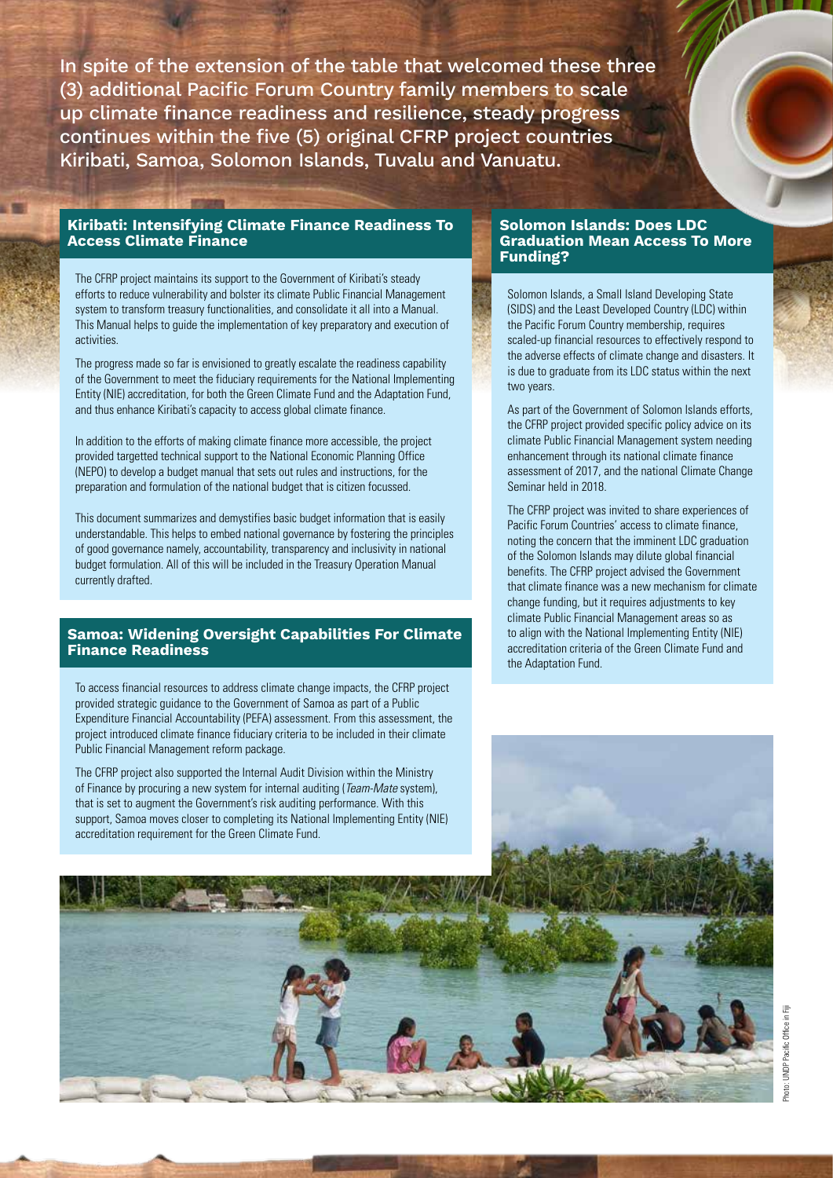In spite of the extension of the table that welcomed these three (3) additional Pacific Forum Country family members to scale up climate finance readiness and resilience, steady progress continues within the five (5) original CFRP project countries Kiribati, Samoa, Solomon Islands, Tuvalu and Vanuatu.

## Kiribati: Intensifying Climate Finance Readiness To Access Climate Finance

The CFRP project maintains its support to the Government of Kiribati's steady efforts to reduce vulnerability and bolster its climate Public Financial Management system to transform treasury functionalities, and consolidate it all into a Manual. This Manual helps to guide the implementation of key preparatory and execution of activities.

The progress made so far is envisioned to greatly escalate the readiness capability of the Government to meet the fiduciary requirements for the National Implementing Entity (NIE) accreditation, for both the Green Climate Fund and the Adaptation Fund, and thus enhance Kiribati's capacity to access global climate finance.

In addition to the efforts of making climate finance more accessible, the project provided targetted technical support to the National Economic Planning Office (NEPO) to develop a budget manual that sets out rules and instructions, for the preparation and formulation of the national budget that is citizen focussed.

This document summarizes and demystifies basic budget information that is easily understandable. This helps to embed national governance by fostering the principles of good governance namely, accountability, transparency and inclusivity in national budget formulation. All of this will be included in the Treasury Operation Manual currently drafted.

## Samoa: Widening Oversight Capabilities For Climate Finance Readiness

To access financial resources to address climate change impacts, the CFRP project provided strategic guidance to the Government of Samoa as part of a Public Expenditure Financial Accountability (PEFA) assessment. From this assessment, the project introduced climate finance fiduciary criteria to be included in their climate Public Financial Management reform package.

The CFRP project also supported the Internal Audit Division within the Ministry of Finance by procuring a new system for internal auditing (*Team-Mate* system), that is set to augment the Government's risk auditing performance. With this support, Samoa moves closer to completing its National Implementing Entity (NIE) accreditation requirement for the Green Climate Fund.

## Solomon Islands: Does LDC Graduation Mean Access To More Funding?

Solomon Islands, a Small Island Developing State (SIDS) and the Least Developed Country (LDC) within the Pacific Forum Country membership, requires scaled-up financial resources to effectively respond to the adverse effects of climate change and disasters. It is due to graduate from its LDC status within the next two years.

As part of the Government of Solomon Islands efforts, the CFRP project provided specific policy advice on its climate Public Financial Management system needing enhancement through its national climate finance assessment of 2017, and the national Climate Change Seminar held in 2018.

The CFRP project was invited to share experiences of Pacific Forum Countries' access to climate finance, noting the concern that the imminent LDC graduation of the Solomon Islands may dilute global financial benefits. The CFRP project advised the Government that climate finance was a new mechanism for climate change funding, but it requires adjustments to key climate Public Financial Management areas so as to align with the National Implementing Entity (NIE) accreditation criteria of the Green Climate Fund and the Adaptation Fund.

Photo: UNDP Pacific Office in Fiji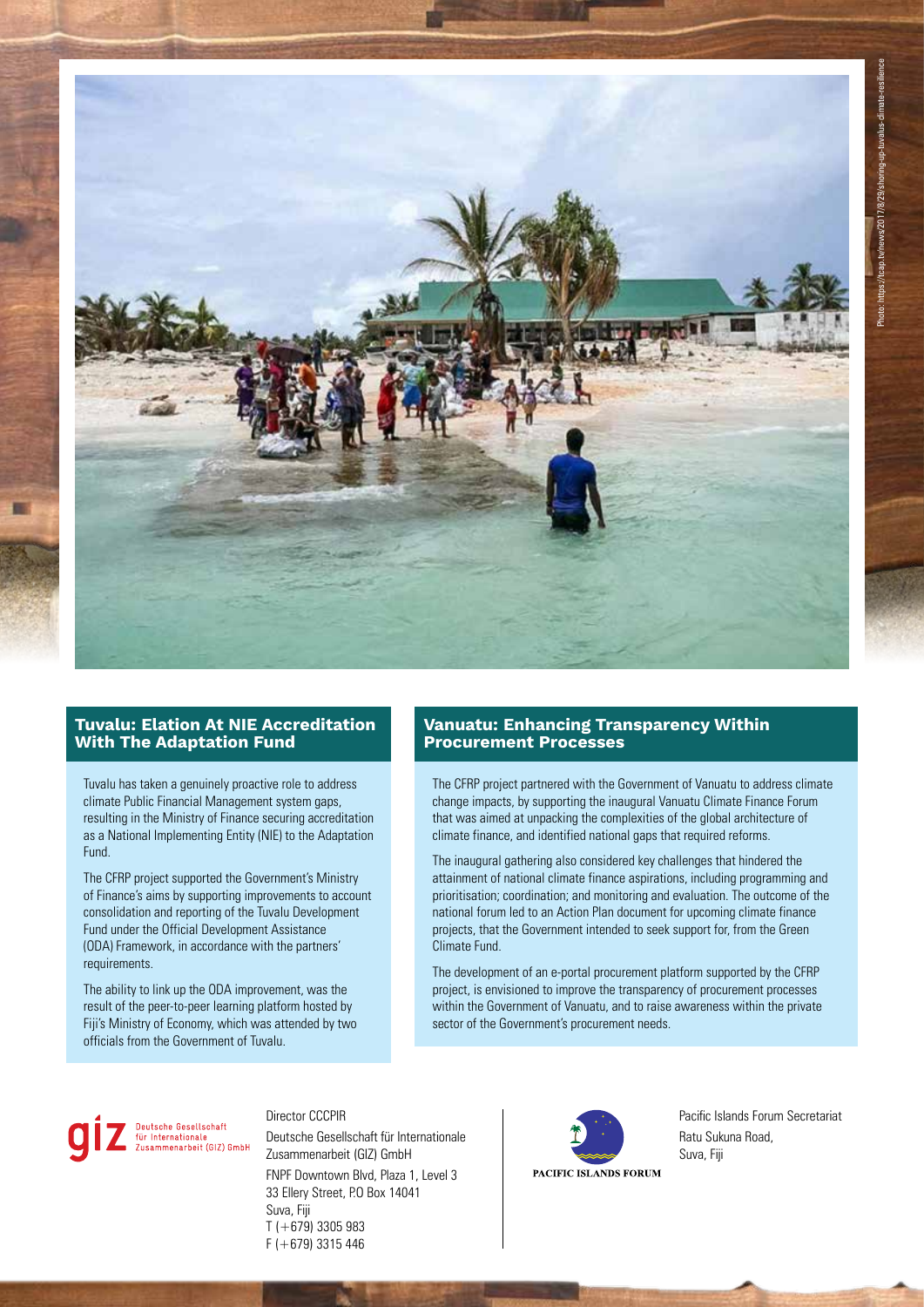Photo: https://tcap.tv/news/2017/8/29/shoring-up-tuvalus-climate-resilience

## Tuvalu: Elation At NIE Accreditation With The Adaptation Fund

Tuvalu has taken a genuinely proactive role to address climate Public Financial Management system gaps, resulting in the Ministry of Finance securing accreditation as a National Implementing Entity (NIE) to the Adaptation Fund.

The CFRP project supported the Government's Ministry of Finance's aims by supporting improvements to account consolidation and reporting of the Tuvalu Development Fund under the Official Development Assistance (ODA) Framework, in accordance with the partners' requirements.

The ability to link up the ODA improvement, was the result of the peer-to-peer learning platform hosted by Fiji's Ministry of Economy, which was attended by two officials from the Government of Tuvalu.

## Vanuatu: Enhancing Transparency Within Procurement Processes

The CFRP project partnered with the Government of Vanuatu to address climate change impacts, by supporting the inaugural Vanuatu Climate Finance Forum that was aimed at unpacking the complexities of the global architecture of climate finance, and identified national gaps that required reforms.

The inaugural gathering also considered key challenges that hindered the attainment of national climate finance aspirations, including programming and prioritisation; coordination; and monitoring and evaluation. The outcome of the national forum led to an Action Plan document for upcoming climate finance projects, that the Government intended to seek support for, from the Green Climate Fund.

The development of an e-portal procurement platform supported by the CFRP project, is envisioned to improve the transparency of procurement processes within the Government of Vanuatu, and to raise awareness within the private sector of the Government's procurement needs.

giz Deutsche Gesellschaft für Internationale Zusammenarbeit (GIZ) GmbH

Director CCCPIR
Deutsche Gesellschaft für Internationale Zusammenarbeit (GIZ) GmbH
FNPF Downtown Blvd, Plaza 1, Level 3
33 Ellery Street, P.O Box 14041
Suva, Fiji
T (+679) 3305 983
F (+679) 3315 446

PACIFIC ISLANDS FORUM

Pacific Islands Forum Secretariat
Ratu Sukuna Road,
Suva, Fiji